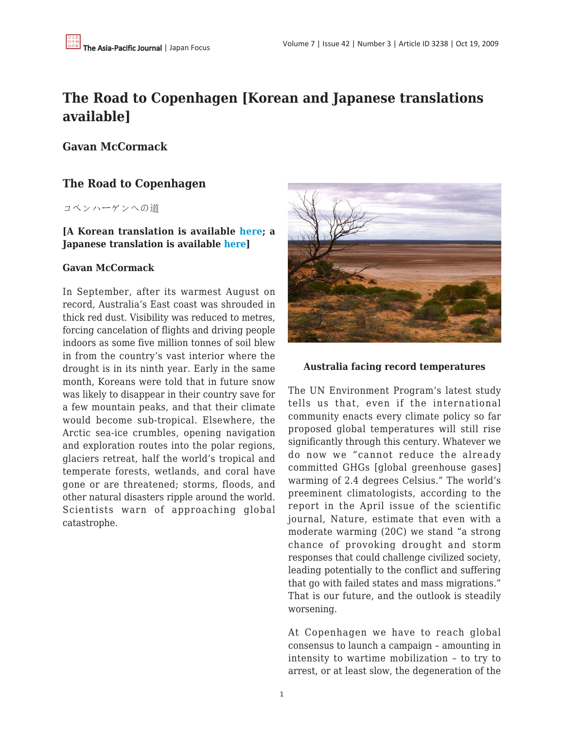# The Road to Copenhagen [Korean and Japanese translations available]

## Gavan McCormack

### The Road to Copenhagen

コペンハーゲンへの道

**[A Korean translation is available here; a Japanese translation is available here]**

**Gavan McCormack**

In September, after its warmest August on record, Australia's East coast was shrouded in thick red dust. Visibility was reduced to metres, forcing cancelation of flights and driving people indoors as some five million tonnes of soil blew in from the country's vast interior where the drought is in its ninth year. Early in the same month, Koreans were told that in future snow was likely to disappear in their country save for a few mountain peaks, and that their climate would become sub-tropical. Elsewhere, the Arctic sea-ice crumbles, opening navigation and exploration routes into the polar regions, glaciers retreat, half the world's tropical and temperate forests, wetlands, and coral have gone or are threatened; storms, floods, and other natural disasters ripple around the world. Scientists warn of approaching global catastrophe.

**Australia facing record temperatures**

The UN Environment Program's latest study tells us that, even if the international community enacts every climate policy so far proposed global temperatures will still rise significantly through this century. Whatever we do now we "cannot reduce the already committed GHGs [global greenhouse gases] warming of 2.4 degrees Celsius." The world's preeminent climatologists, according to the report in the April issue of the scientific journal, Nature, estimate that even with a moderate warming (20C) we stand "a strong chance of provoking drought and storm responses that could challenge civilized society, leading potentially to the conflict and suffering that go with failed states and mass migrations." That is our future, and the outlook is steadily worsening.

At Copenhagen we have to reach global consensus to launch a campaign – amounting in intensity to wartime mobilization – to try to arrest, or at least slow, the degeneration of the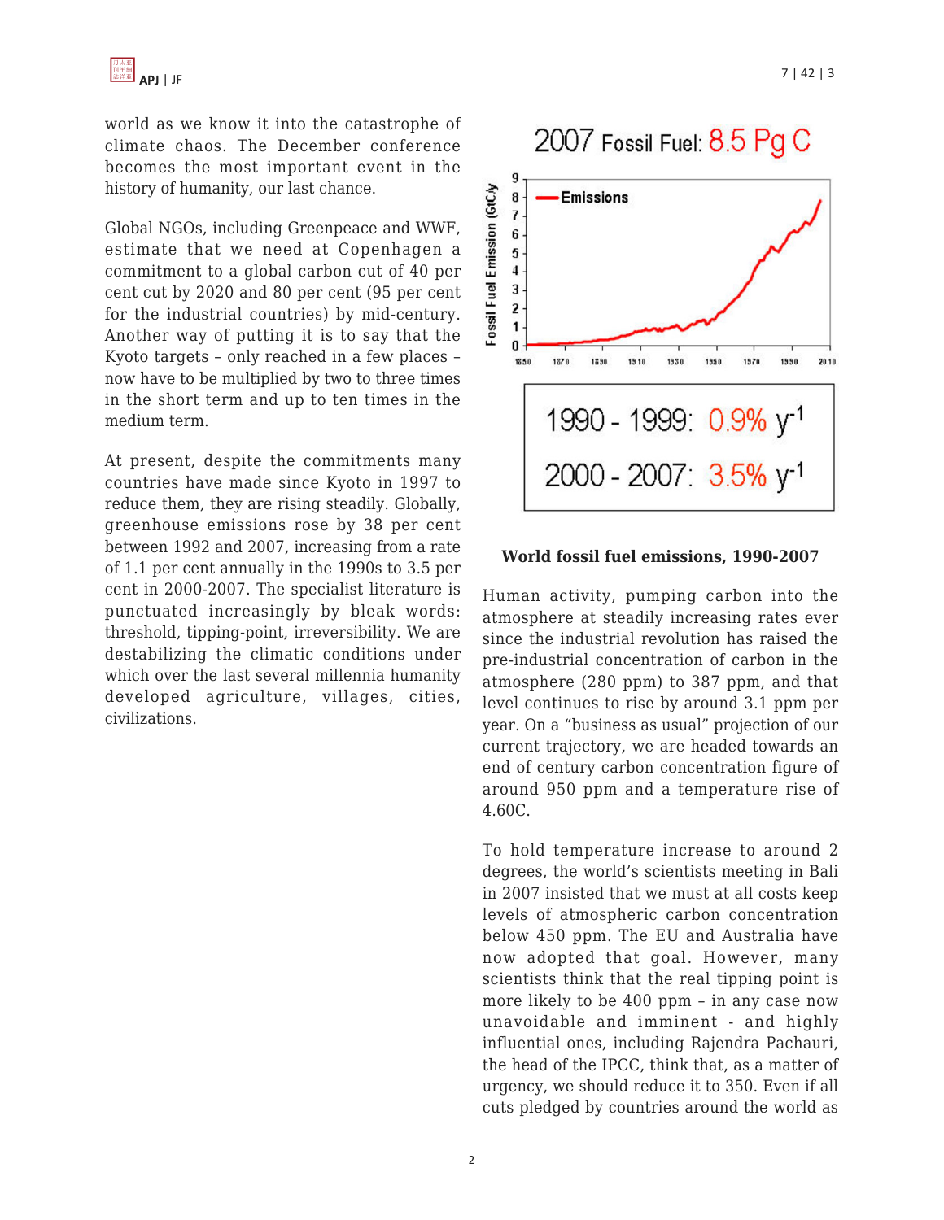world as we know it into the catastrophe of climate chaos. The December conference becomes the most important event in the history of humanity, our last chance.

Global NGOs, including Greenpeace and WWF, estimate that we need at Copenhagen a commitment to a global carbon cut of 40 per cent cut by 2020 and 80 per cent (95 per cent for the industrial countries) by mid-century. Another way of putting it is to say that the Kyoto targets – only reached in a few places – now have to be multiplied by two to three times in the short term and up to ten times in the medium term.

At present, despite the commitments many countries have made since Kyoto in 1997 to reduce them, they are rising steadily. Globally, greenhouse emissions rose by 38 per cent between 1992 and 2007, increasing from a rate of 1.1 per cent annually in the 1990s to 3.5 per cent in 2000-2007. The specialist literature is punctuated increasingly by bleak words: threshold, tipping-point, irreversibility. We are destabilizing the climatic conditions under which over the last several millennia humanity developed agriculture, villages, cities, civilizations.

**World fossil fuel emissions, 1990-2007**

Human activity, pumping carbon into the atmosphere at steadily increasing rates ever since the industrial revolution has raised the pre-industrial concentration of carbon in the atmosphere (280 ppm) to 387 ppm, and that level continues to rise by around 3.1 ppm per year. On a "business as usual" projection of our current trajectory, we are headed towards an end of century carbon concentration figure of around 950 ppm and a temperature rise of 4.60C.

To hold temperature increase to around 2 degrees, the world's scientists meeting in Bali in 2007 insisted that we must at all costs keep levels of atmospheric carbon concentration below 450 ppm. The EU and Australia have now adopted that goal. However, many scientists think that the real tipping point is more likely to be 400 ppm – in any case now unavoidable and imminent - and highly influential ones, including Rajendra Pachauri, the head of the IPCC, think that, as a matter of urgency, we should reduce it to 350. Even if all cuts pledged by countries around the world as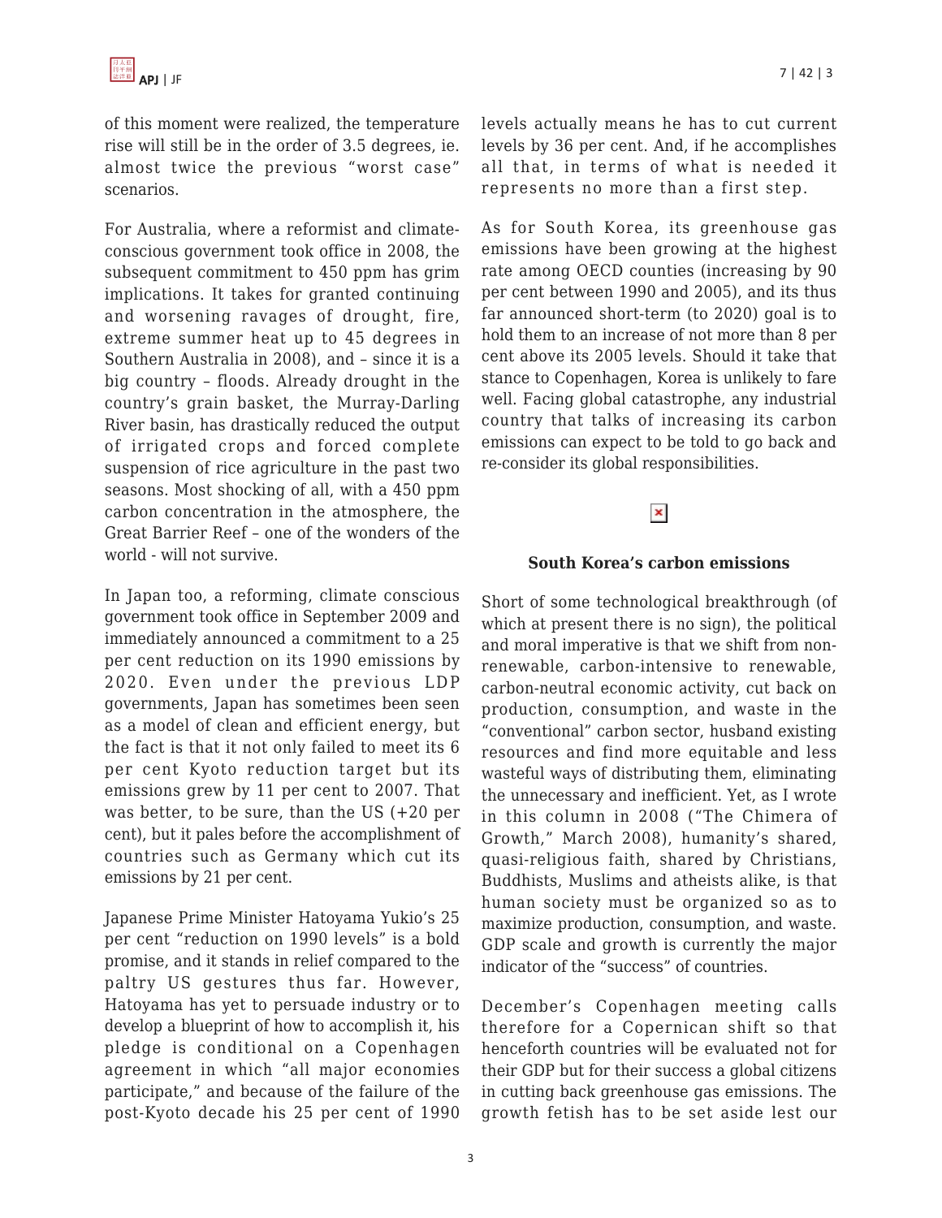of this moment were realized, the temperature rise will still be in the order of 3.5 degrees, ie. almost twice the previous "worst case" scenarios.

For Australia, where a reformist and climate-conscious government took office in 2008, the subsequent commitment to 450 ppm has grim implications. It takes for granted continuing and worsening ravages of drought, fire, extreme summer heat up to 45 degrees in Southern Australia in 2008), and – since it is a big country – floods. Already drought in the country's grain basket, the Murray-Darling River basin, has drastically reduced the output of irrigated crops and forced complete suspension of rice agriculture in the past two seasons. Most shocking of all, with a 450 ppm carbon concentration in the atmosphere, the Great Barrier Reef – one of the wonders of the world - will not survive.

In Japan too, a reforming, climate conscious government took office in September 2009 and immediately announced a commitment to a 25 per cent reduction on its 1990 emissions by 2020. Even under the previous LDP governments, Japan has sometimes been seen as a model of clean and efficient energy, but the fact is that it not only failed to meet its 6 per cent Kyoto reduction target but its emissions grew by 11 per cent to 2007. That was better, to be sure, than the US (+20 per cent), but it pales before the accomplishment of countries such as Germany which cut its emissions by 21 per cent.

Japanese Prime Minister Hatoyama Yukio's 25 per cent "reduction on 1990 levels" is a bold promise, and it stands in relief compared to the paltry US gestures thus far. However, Hatoyama has yet to persuade industry or to develop a blueprint of how to accomplish it, his pledge is conditional on a Copenhagen agreement in which "all major economies participate," and because of the failure of the post-Kyoto decade his 25 per cent of 1990 levels actually means he has to cut current levels by 36 per cent. And, if he accomplishes all that, in terms of what is needed it represents no more than a first step.

As for South Korea, its greenhouse gas emissions have been growing at the highest rate among OECD counties (increasing by 90 per cent between 1990 and 2005), and its thus far announced short-term (to 2020) goal is to hold them to an increase of not more than 8 per cent above its 2005 levels. Should it take that stance to Copenhagen, Korea is unlikely to fare well. Facing global catastrophe, any industrial country that talks of increasing its carbon emissions can expect to be told to go back and re-consider its global responsibilities.

**South Korea's carbon emissions**

Short of some technological breakthrough (of which at present there is no sign), the political and moral imperative is that we shift from non-renewable, carbon-intensive to renewable, carbon-neutral economic activity, cut back on production, consumption, and waste in the "conventional" carbon sector, husband existing resources and find more equitable and less wasteful ways of distributing them, eliminating the unnecessary and inefficient. Yet, as I wrote in this column in 2008 ("The Chimera of Growth," March 2008), humanity's shared, quasi-religious faith, shared by Christians, Buddhists, Muslims and atheists alike, is that human society must be organized so as to maximize production, consumption, and waste. GDP scale and growth is currently the major indicator of the "success" of countries.

December's Copenhagen meeting calls therefore for a Copernican shift so that henceforth countries will be evaluated not for their GDP but for their success a global citizens in cutting back greenhouse gas emissions. The growth fetish has to be set aside lest our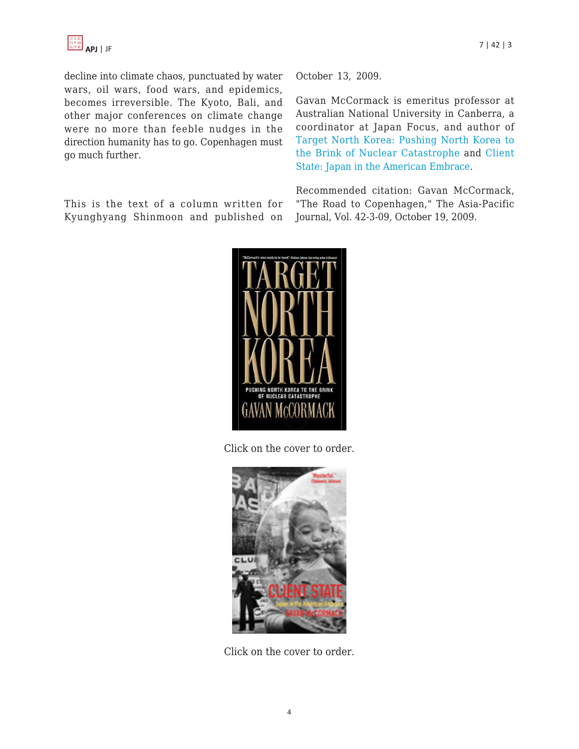decline into climate chaos, punctuated by water wars, oil wars, food wars, and epidemics, becomes irreversible. The Kyoto, Bali, and other major conferences on climate change were no more than feeble nudges in the direction humanity has to go. Copenhagen must go much further.

This is the text of a column written for Kyunghyang Shinmoon and published on October 13, 2009.

Gavan McCormack is emeritus professor at Australian National University in Canberra, a coordinator at Japan Focus, and author of Target North Korea: Pushing North Korea to the Brink of Nuclear Catastrophe and Client State: Japan in the American Embrace.

Recommended citation: Gavan McCormack, "The Road to Copenhagen," The Asia-Pacific Journal, Vol. 42-3-09, October 19, 2009.

Click on the cover to order.

Click on the cover to order.